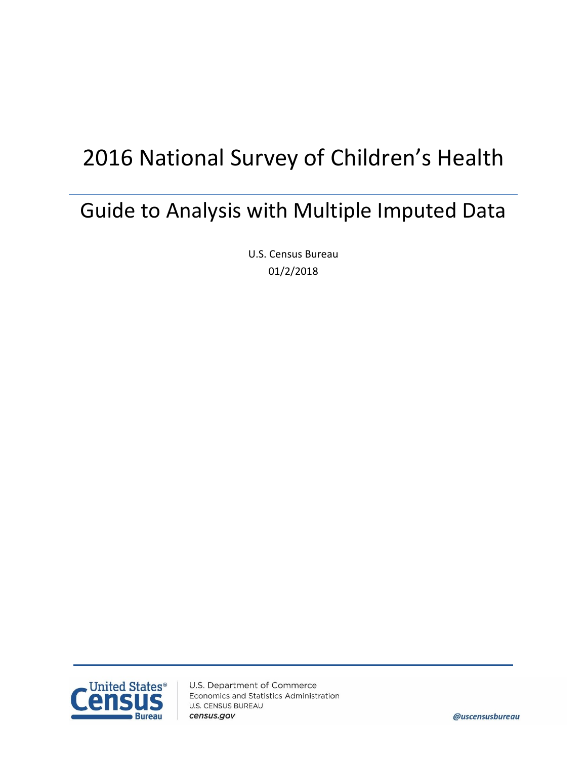# 2016 National Survey of Children's Health

## Guide to Analysis with Multiple Imputed Data

U.S. Census Bureau

01/2/2018

U.S. Department of Commerce
Economics and Statistics Administration
U.S. CENSUS BUREAU
*census.gov*

*@uscensusbureau*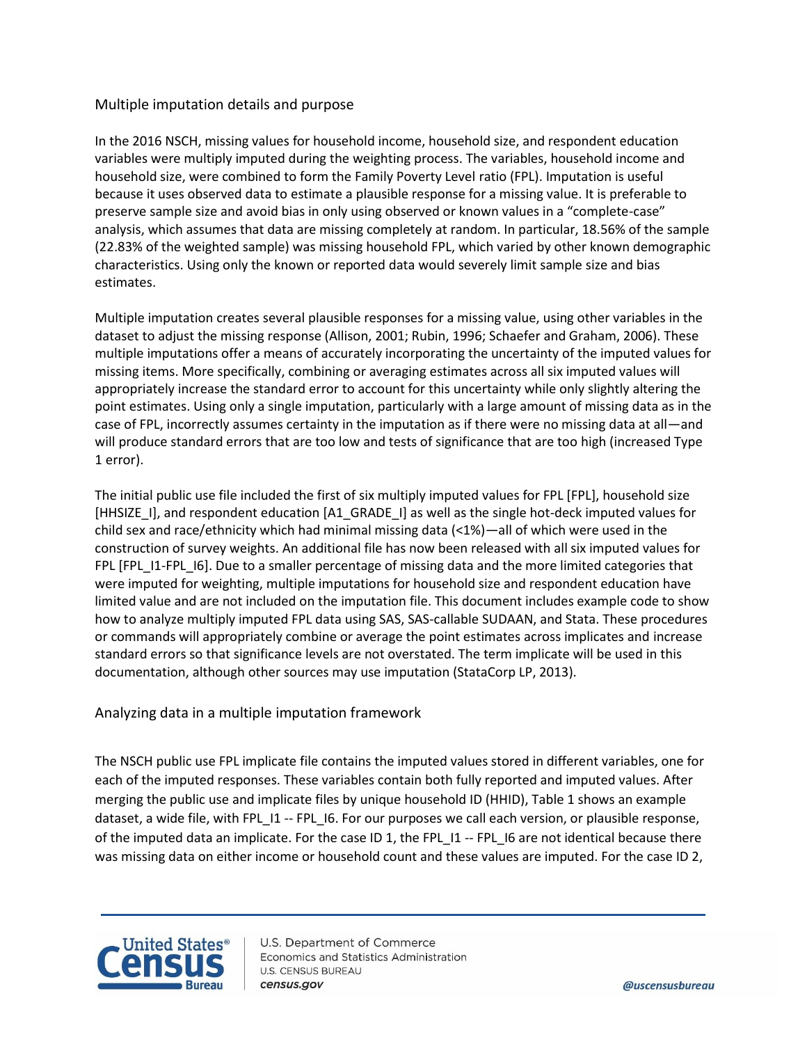## Multiple imputation details and purpose

In the 2016 NSCH, missing values for household income, household size, and respondent education variables were multiply imputed during the weighting process. The variables, household income and household size, were combined to form the Family Poverty Level ratio (FPL). Imputation is useful because it uses observed data to estimate a plausible response for a missing value. It is preferable to preserve sample size and avoid bias in only using observed or known values in a "complete-case" analysis, which assumes that data are missing completely at random. In particular, 18.56% of the sample (22.83% of the weighted sample) was missing household FPL, which varied by other known demographic characteristics. Using only the known or reported data would severely limit sample size and bias estimates.

Multiple imputation creates several plausible responses for a missing value, using other variables in the dataset to adjust the missing response (Allison, 2001; Rubin, 1996; Schaefer and Graham, 2006). These multiple imputations offer a means of accurately incorporating the uncertainty of the imputed values for missing items. More specifically, combining or averaging estimates across all six imputed values will appropriately increase the standard error to account for this uncertainty while only slightly altering the point estimates. Using only a single imputation, particularly with a large amount of missing data as in the case of FPL, incorrectly assumes certainty in the imputation as if there were no missing data at all—and will produce standard errors that are too low and tests of significance that are too high (increased Type 1 error).

The initial public use file included the first of six multiply imputed values for FPL [FPL], household size [HHSIZE_I], and respondent education [A1_GRADE_I] as well as the single hot-deck imputed values for child sex and race/ethnicity which had minimal missing data (<1%)—all of which were used in the construction of survey weights. An additional file has now been released with all six imputed values for FPL [FPL_I1-FPL_I6]. Due to a smaller percentage of missing data and the more limited categories that were imputed for weighting, multiple imputations for household size and respondent education have limited value and are not included on the imputation file. This document includes example code to show how to analyze multiply imputed FPL data using SAS, SAS-callable SUDAAN, and Stata. These procedures or commands will appropriately combine or average the point estimates across implicates and increase standard errors so that significance levels are not overstated. The term implicate will be used in this documentation, although other sources may use imputation (StataCorp LP, 2013).

## Analyzing data in a multiple imputation framework

The NSCH public use FPL implicate file contains the imputed values stored in different variables, one for each of the imputed responses. These variables contain both fully reported and imputed values. After merging the public use and implicate files by unique household ID (HHID), Table 1 shows an example dataset, a wide file, with FPL_I1 -- FPL_I6. For our purposes we call each version, or plausible response, of the imputed data an implicate. For the case ID 1, the FPL_I1 -- FPL_I6 are not identical because there was missing data on either income or household count and these values are imputed. For the case ID 2,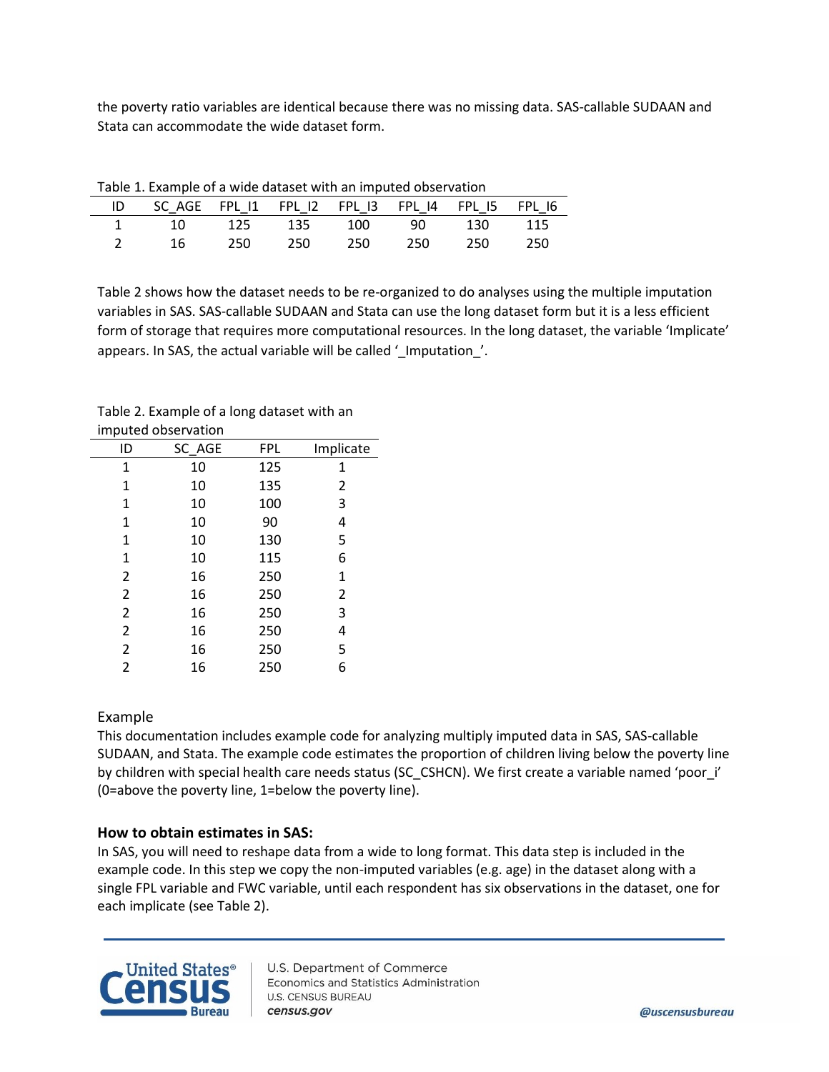the poverty ratio variables are identical because there was no missing data. SAS-callable SUDAAN and Stata can accommodate the wide dataset form.

Table 1. Example of a wide dataset with an imputed observation

| ID | SC_AGE | FPL_I1 | FPL_I2 | FPL_I3 | FPL_I4 | FPL_I5 | FPL_I6 |
|---|---|---|---|---|---|---|---|
| 1 | 10 | 125 | 135 | 100 | 90 | 130 | 115 |
| 2 | 16 | 250 | 250 | 250 | 250 | 250 | 250 |

Table 2 shows how the dataset needs to be re-organized to do analyses using the multiple imputation variables in SAS. SAS-callable SUDAAN and Stata can use the long dataset form but it is a less efficient form of storage that requires more computational resources. In the long dataset, the variable 'Implicate' appears. In SAS, the actual variable will be called '_Imputation_'.

Table 2. Example of a long dataset with an imputed observation

| ID | SC_AGE | FPL | Implicate |
|---|---|---|---|
| 1 | 10 | 125 | 1 |
| 1 | 10 | 135 | 2 |
| 1 | 10 | 100 | 3 |
| 1 | 10 | 90 | 4 |
| 1 | 10 | 130 | 5 |
| 1 | 10 | 115 | 6 |
| 2 | 16 | 250 | 1 |
| 2 | 16 | 250 | 2 |
| 2 | 16 | 250 | 3 |
| 2 | 16 | 250 | 4 |
| 2 | 16 | 250 | 5 |
| 2 | 16 | 250 | 6 |

Example

This documentation includes example code for analyzing multiply imputed data in SAS, SAS-callable SUDAAN, and Stata. The example code estimates the proportion of children living below the poverty line by children with special health care needs status (SC_CSHCN). We first create a variable named 'poor_i' (0=above the poverty line, 1=below the poverty line).

### How to obtain estimates in SAS:

In SAS, you will need to reshape data from a wide to long format. This data step is included in the example code. In this step we copy the non-imputed variables (e.g. age) in the dataset along with a single FPL variable and FWC variable, until each respondent has six observations in the dataset, one for each implicate (see Table 2).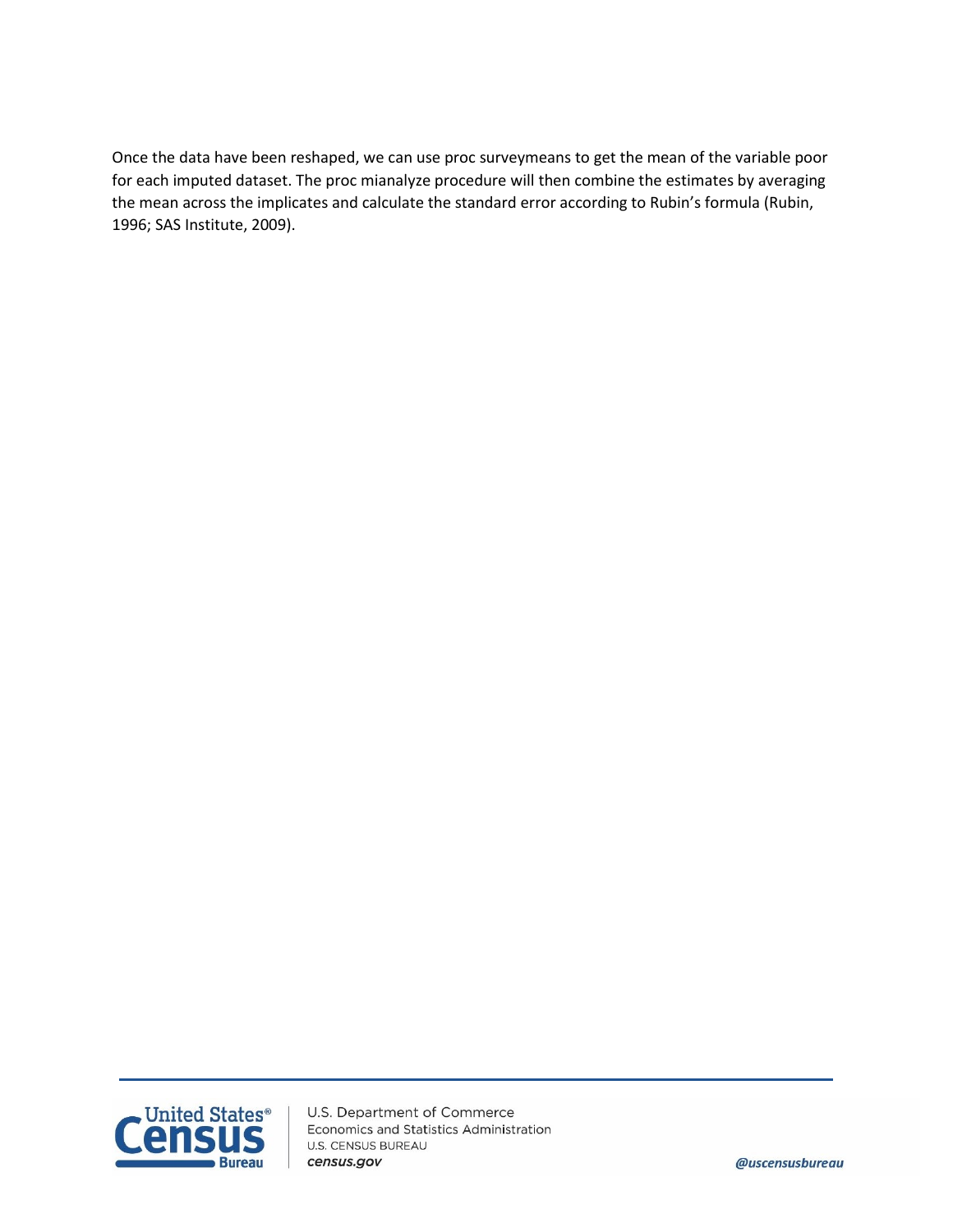Once the data have been reshaped, we can use proc surveymeans to get the mean of the variable poor for each imputed dataset. The proc mianalyze procedure will then combine the estimates by averaging the mean across the implicates and calculate the standard error according to Rubin's formula (Rubin, 1996; SAS Institute, 2009).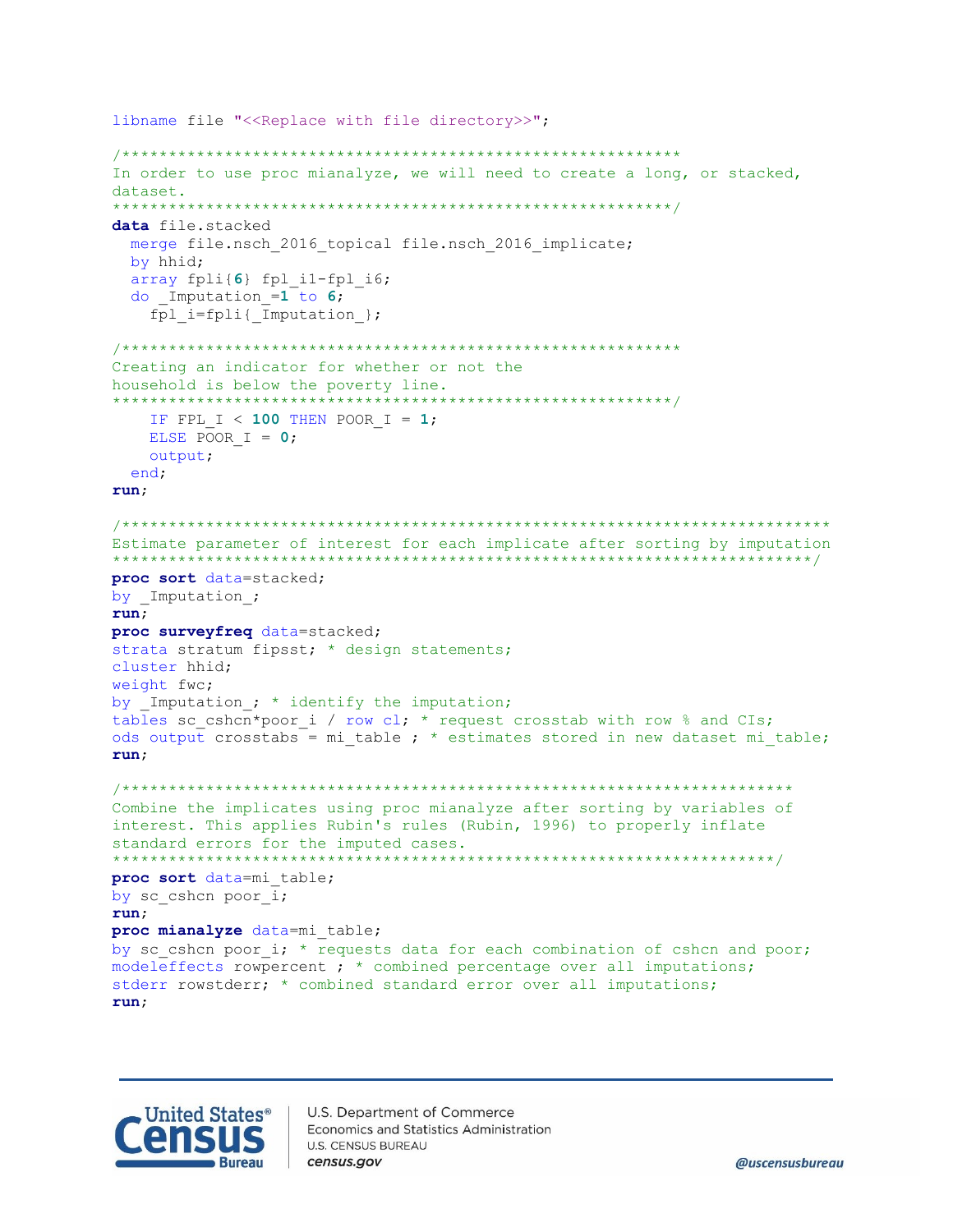```sas
libname file "<<Replace with file directory>>";

/*************************************************************
In order to use proc mianalyze, we will need to create a long, or stacked,
dataset.
*************************************************************/
data file.stacked
  merge file.nsch_2016_topical file.nsch_2016_implicate;
  by hhid;
  array fpli{6} fpl_i1-fpl_i6;
  do _Imputation_=1 to 6;
    fpl_i=fpli{_Imputation_};

/*************************************************************
Creating an indicator for whether or not the
household is below the poverty line.
*************************************************************/
    IF FPL_I < 100 THEN POOR_I = 1;
    ELSE POOR_I = 0;
    output;
  end;
run;

/*************************************************************************
Estimate parameter of interest for each implicate after sorting by imputation
*************************************************************************/
proc sort data=stacked;
by _Imputation_;
run;
proc surveyfreq data=stacked;
strata stratum fipsst; * design statements;
cluster hhid;
weight fwc;
by _Imputation_; * identify the imputation;
tables sc_cshcn*poor_i / row cl; * request crosstab with row % and CIs;
ods output crosstabs = mi_table ; * estimates stored in new dataset mi_table;
run;

/**********************************************************************
Combine the implicates using proc mianalyze after sorting by variables of
interest. This applies Rubin's rules (Rubin, 1996) to properly inflate
standard errors for the imputed cases.
**********************************************************************/
proc sort data=mi_table;
by sc_cshcn poor_i;
run;
proc mianalyze data=mi_table;
by sc_cshcn poor_i; * requests data for each combination of cshcn and poor;
modeleffects rowpercent ; * combined percentage over all imputations;
stderr rowstderr; * combined standard error over all imputations;
run;
```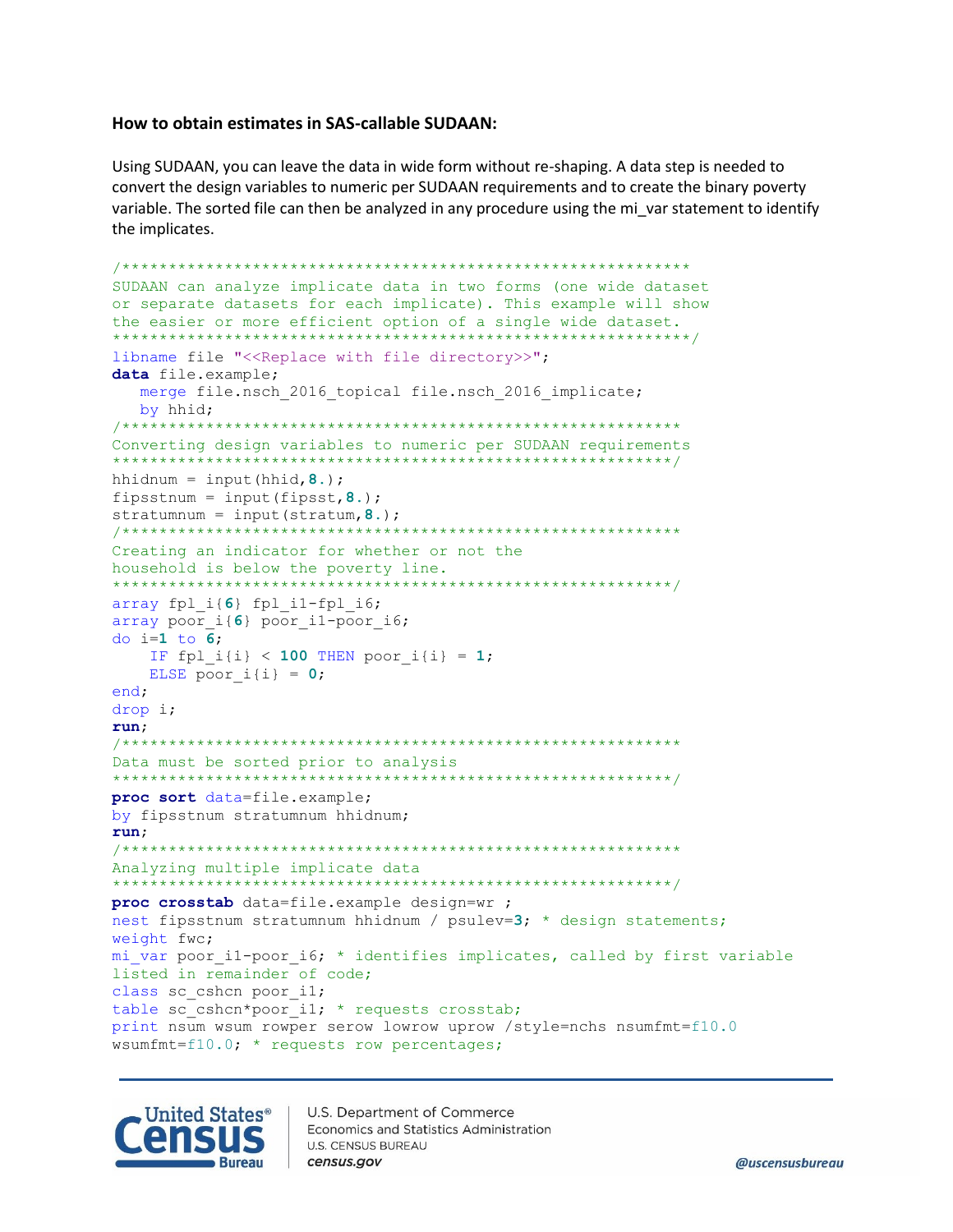**How to obtain estimates in SAS-callable SUDAAN:**

Using SUDAAN, you can leave the data in wide form without re-shaping. A data step is needed to convert the design variables to numeric per SUDAAN requirements and to create the binary poverty variable. The sorted file can then be analyzed in any procedure using the mi_var statement to identify the implicates.

```
/*************************************************************
SUDAAN can analyze implicate data in two forms (one wide dataset
or separate datasets for each implicate). This example will show
the easier or more efficient option of a single wide dataset.
*************************************************************/
libname file "<<Replace with file directory>>";
data file.example;
   merge file.nsch_2016_topical file.nsch_2016_implicate;
   by hhid;
/************************************************************
Converting design variables to numeric per SUDAAN requirements
************************************************************/
hhidnum = input(hhid,8.);
fipsstnum = input(fipsst,8.);
stratumnum = input(stratum,8.);
/************************************************************
Creating an indicator for whether or not the
household is below the poverty line.
************************************************************/
array fpl_i{6} fpl_i1-fpl_i6;
array poor_i{6} poor_i1-poor_i6;
do i=1 to 6;
    IF fpl_i{i} < 100 THEN poor_i{i} = 1;
    ELSE poor_i{i} = 0;
end;
drop i;
run;
/************************************************************
Data must be sorted prior to analysis
************************************************************/
proc sort data=file.example;
by fipsstnum stratumnum hhidnum;
run;
/************************************************************
Analyzing multiple implicate data
************************************************************/
proc crosstab data=file.example design=wr ;
nest fipsstnum stratumnum hhidnum / psulev=3; * design statements;
weight fwc;
mi_var poor_i1-poor_i6; * identifies implicates, called by first variable
listed in remainder of code;
class sc_cshcn poor_i1;
table sc_cshcn*poor_i1; * requests crosstab;
print nsum wsum rowper serow lowrow uprow /style=nchs nsumfmt=f10.0
wsumfmt=f10.0; * requests row percentages;
```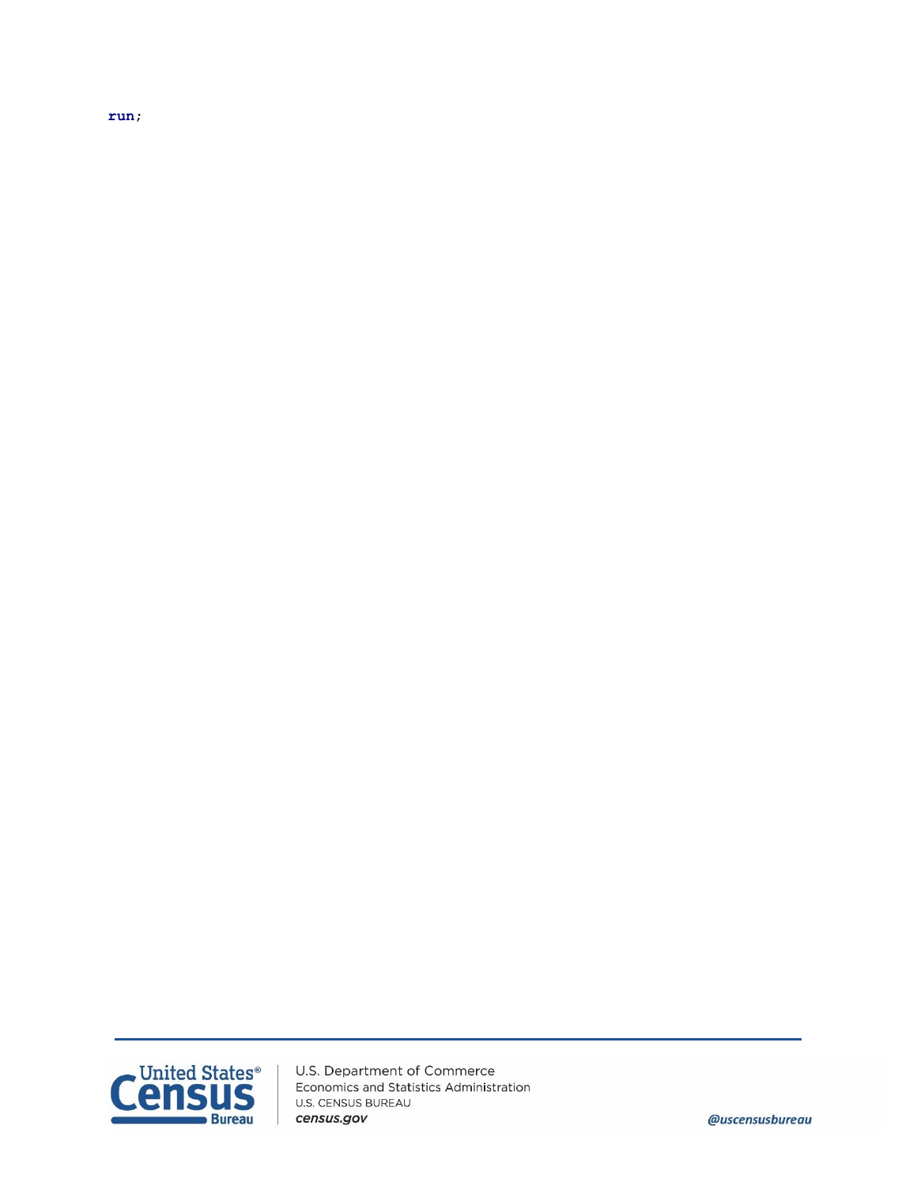```
run;
```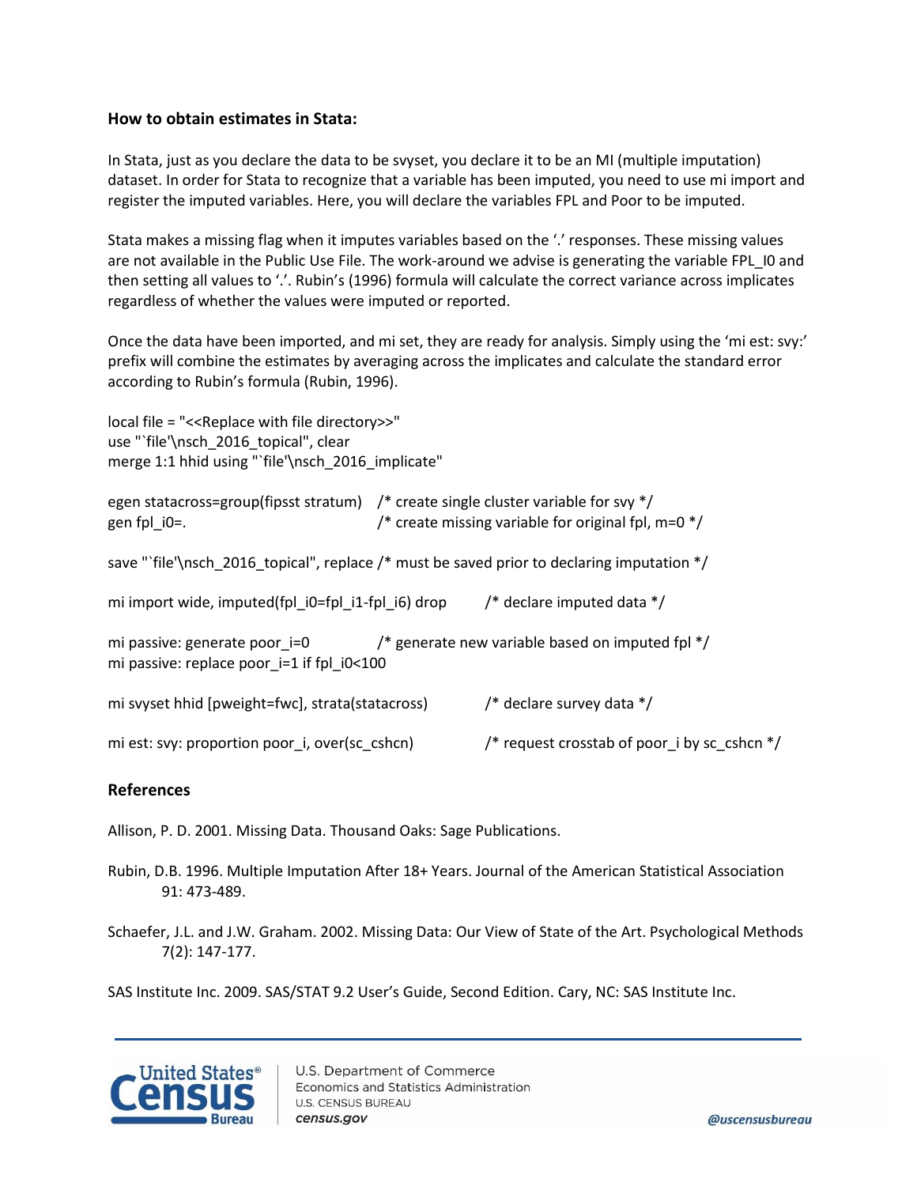### How to obtain estimates in Stata:

In Stata, just as you declare the data to be svyset, you declare it to be an MI (multiple imputation) dataset. In order for Stata to recognize that a variable has been imputed, you need to use mi import and register the imputed variables. Here, you will declare the variables FPL and Poor to be imputed.

Stata makes a missing flag when it imputes variables based on the '.' responses. These missing values are not available in the Public Use File. The work-around we advise is generating the variable FPL_I0 and then setting all values to '.'. Rubin's (1996) formula will calculate the correct variance across implicates regardless of whether the values were imputed or reported.

Once the data have been imported, and mi set, they are ready for analysis. Simply using the 'mi est: svy:' prefix will combine the estimates by averaging across the implicates and calculate the standard error according to Rubin's formula (Rubin, 1996).

```
local file = "<<Replace with file directory>>"
use "`file'\nsch_2016_topical", clear
merge 1:1 hhid using "`file'\nsch_2016_implicate"

egen statacross=group(fipsst stratum)   /* create single cluster variable for svy */
gen fpl_i0=.                            /* create missing variable for original fpl, m=0 */

save "`file'\nsch_2016_topical", replace /* must be saved prior to declaring imputation */

mi import wide, imputed(fpl_i0=fpl_i1-fpl_i6) drop        /* declare imputed data */

mi passive: generate poor_i=0             /* generate new variable based on imputed fpl */
mi passive: replace poor_i=1 if fpl_i0<100

mi svyset hhid [pweight=fwc], strata(statacross)          /* declare survey data */

mi est: svy: proportion poor_i, over(sc_cshcn)            /* request crosstab of poor_i by sc_cshcn */
```

### References

Allison, P. D. 2001. Missing Data. Thousand Oaks: Sage Publications.

Rubin, D.B. 1996. Multiple Imputation After 18+ Years. Journal of the American Statistical Association 91: 473-489.

Schaefer, J.L. and J.W. Graham. 2002. Missing Data: Our View of State of the Art. Psychological Methods 7(2): 147-177.

SAS Institute Inc. 2009. SAS/STAT 9.2 User's Guide, Second Edition. Cary, NC: SAS Institute Inc.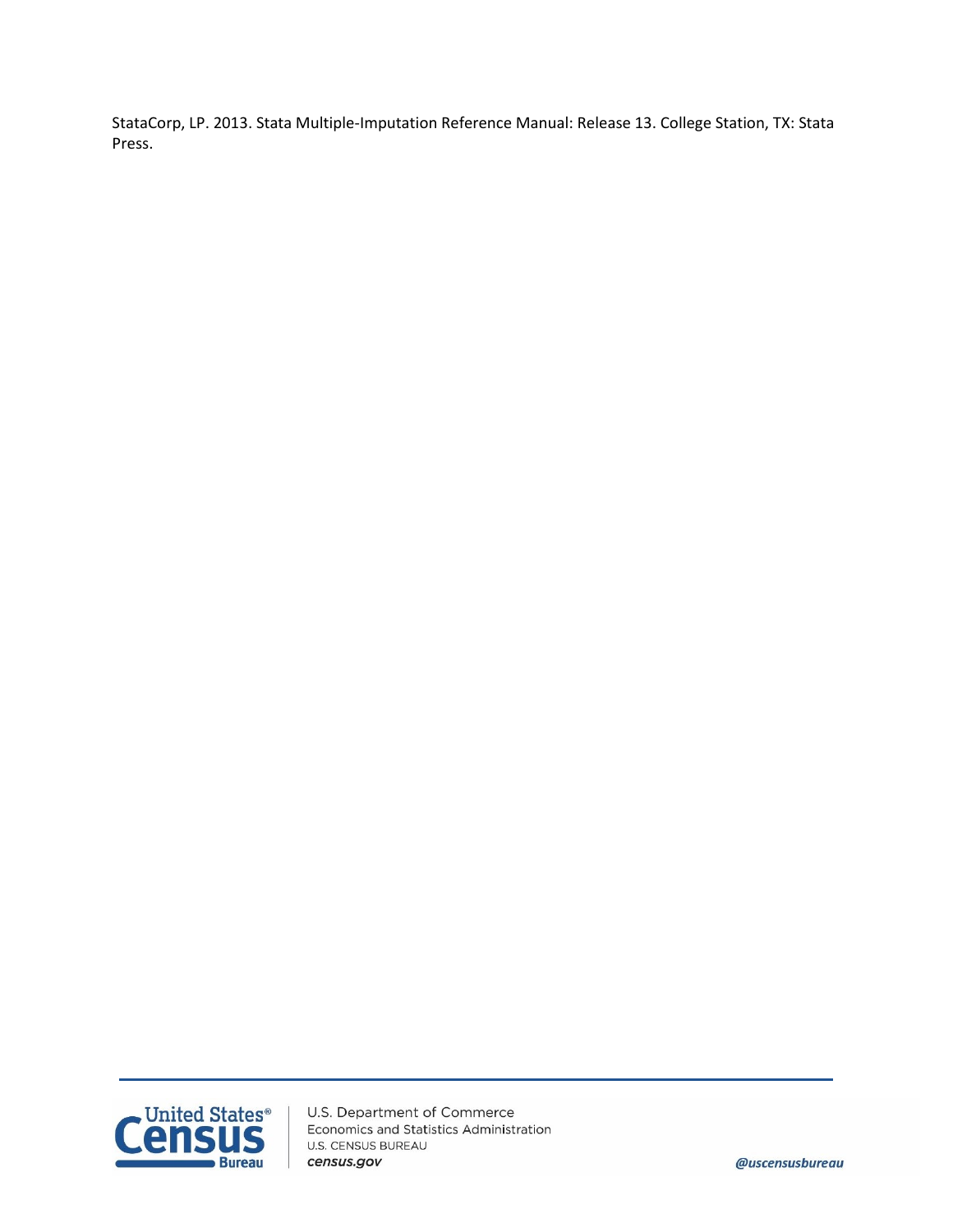StataCorp, LP. 2013. Stata Multiple-Imputation Reference Manual: Release 13. College Station, TX: Stata Press.